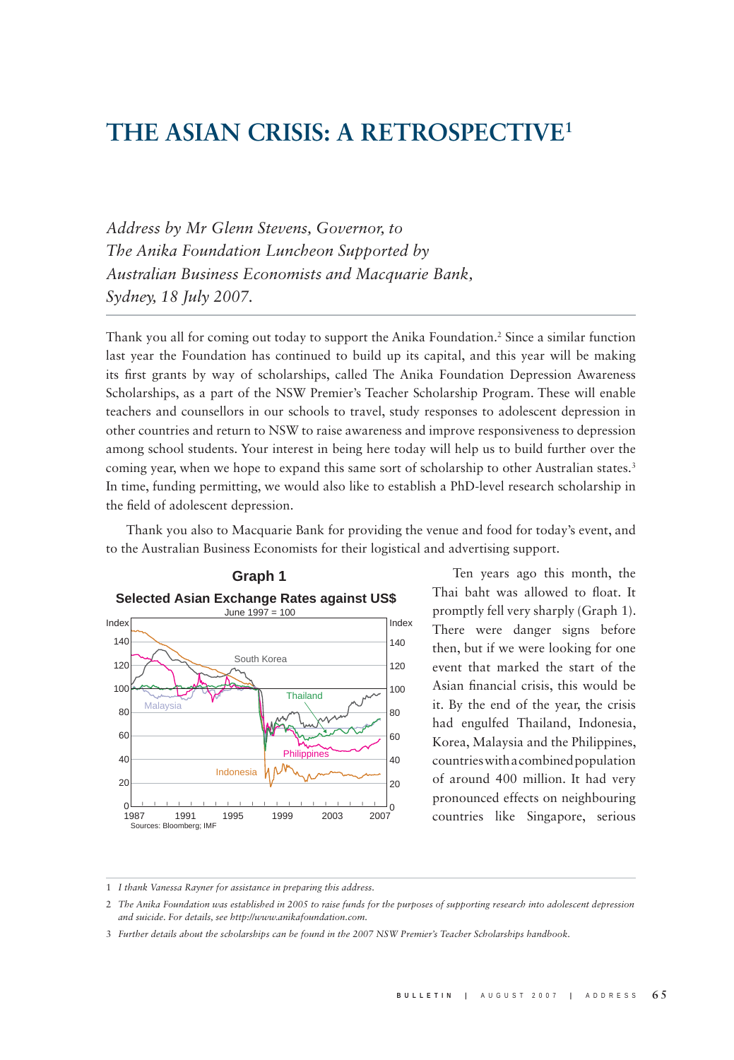# THE ASIAN CRISIS: A RETROSPECTIVE[1]

*Address by Mr Glenn Stevens, Governor, to The Anika Foundation Luncheon Supported by Australian Business Economists and Macquarie Bank, Sydney, 18 July 2007.*

Thank you all for coming out today to support the Anika Foundation.[2] Since a similar function last year the Foundation has continued to build up its capital, and this year will be making its first grants by way of scholarships, called The Anika Foundation Depression Awareness Scholarships, as a part of the NSW Premier's Teacher Scholarship Program. These will enable teachers and counsellors in our schools to travel, study responses to adolescent depression in other countries and return to NSW to raise awareness and improve responsiveness to depression among school students. Your interest in being here today will help us to build further over the coming year, when we hope to expand this same sort of scholarship to other Australian states.[3] In time, funding permitting, we would also like to establish a PhD-level research scholarship in the field of adolescent depression.

Thank you also to Macquarie Bank for providing the venue and food for today's event, and to the Australian Business Economists for their logistical and advertising support.

**Graph 1**

**Selected Asian Exchange Rates against US$**

June 1997 = 100

Sources: Bloomberg; IMF

Ten years ago this month, the Thai baht was allowed to float. It promptly fell very sharply (Graph 1). There were danger signs before then, but if we were looking for one event that marked the start of the Asian financial crisis, this would be it. By the end of the year, the crisis had engulfed Thailand, Indonesia, Korea, Malaysia and the Philippines, countries with a combined population of around 400 million. It had very pronounced effects on neighbouring countries like Singapore, serious

---

1 *I thank Vanessa Rayner for assistance in preparing this address.*

2 *The Anika Foundation was established in 2005 to raise funds for the purposes of supporting research into adolescent depression and suicide. For details, see http://www.anikafoundation.com.*

3 *Further details about the scholarships can be found in the 2007 NSW Premier's Teacher Scholarships handbook.*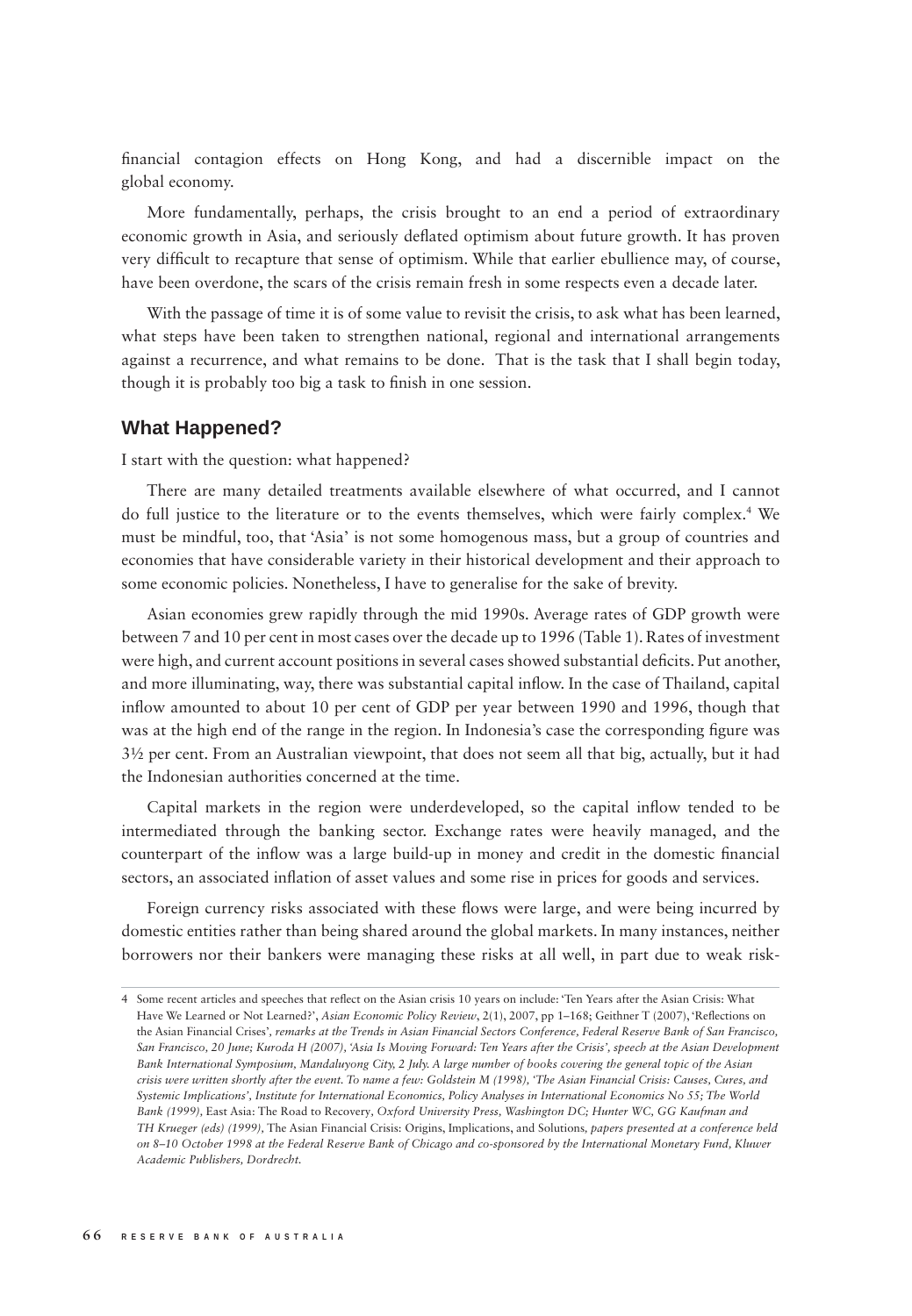financial contagion effects on Hong Kong, and had a discernible impact on the global economy.

More fundamentally, perhaps, the crisis brought to an end a period of extraordinary economic growth in Asia, and seriously deflated optimism about future growth. It has proven very difficult to recapture that sense of optimism. While that earlier ebullience may, of course, have been overdone, the scars of the crisis remain fresh in some respects even a decade later.

With the passage of time it is of some value to revisit the crisis, to ask what has been learned, what steps have been taken to strengthen national, regional and international arrangements against a recurrence, and what remains to be done. That is the task that I shall begin today, though it is probably too big a task to finish in one session.

## What Happened?

I start with the question: what happened?

There are many detailed treatments available elsewhere of what occurred, and I cannot do full justice to the literature or to the events themselves, which were fairly complex.[4] We must be mindful, too, that 'Asia' is not some homogenous mass, but a group of countries and economies that have considerable variety in their historical development and their approach to some economic policies. Nonetheless, I have to generalise for the sake of brevity.

Asian economies grew rapidly through the mid 1990s. Average rates of GDP growth were between 7 and 10 per cent in most cases over the decade up to 1996 (Table 1). Rates of investment were high, and current account positions in several cases showed substantial deficits. Put another, and more illuminating, way, there was substantial capital inflow. In the case of Thailand, capital inflow amounted to about 10 per cent of GDP per year between 1990 and 1996, though that was at the high end of the range in the region. In Indonesia's case the corresponding figure was 3½ per cent. From an Australian viewpoint, that does not seem all that big, actually, but it had the Indonesian authorities concerned at the time.

Capital markets in the region were underdeveloped, so the capital inflow tended to be intermediated through the banking sector. Exchange rates were heavily managed, and the counterpart of the inflow was a large build-up in money and credit in the domestic financial sectors, an associated inflation of asset values and some rise in prices for goods and services.

Foreign currency risks associated with these flows were large, and were being incurred by domestic entities rather than being shared around the global markets. In many instances, neither borrowers nor their bankers were managing these risks at all well, in part due to weak risk-

---

4 Some recent articles and speeches that reflect on the Asian crisis 10 years on include: 'Ten Years after the Asian Crisis: What Have We Learned or Not Learned?', *Asian Economic Policy Review*, 2(1), 2007, pp 1–168; Geithner T (2007), 'Reflections on the Asian Financial Crises', *remarks at the Trends in Asian Financial Sectors Conference, Federal Reserve Bank of San Francisco, San Francisco, 20 June; Kuroda H (2007), 'Asia Is Moving Forward: Ten Years after the Crisis', speech at the Asian Development Bank International Symposium, Mandaluyong City, 2 July. A large number of books covering the general topic of the Asian crisis were written shortly after the event. To name a few: Goldstein M (1998), 'The Asian Financial Crisis: Causes, Cures, and Systemic Implications', Institute for International Economics, Policy Analyses in International Economics No 55; The World Bank (1999),* East Asia: The Road to Recovery, *Oxford University Press, Washington DC; Hunter WC, GG Kaufman and TH Krueger (eds) (1999),* The Asian Financial Crisis: Origins, Implications, and Solutions, *papers presented at a conference held on 8–10 October 1998 at the Federal Reserve Bank of Chicago and co-sponsored by the International Monetary Fund, Kluwer Academic Publishers, Dordrecht.*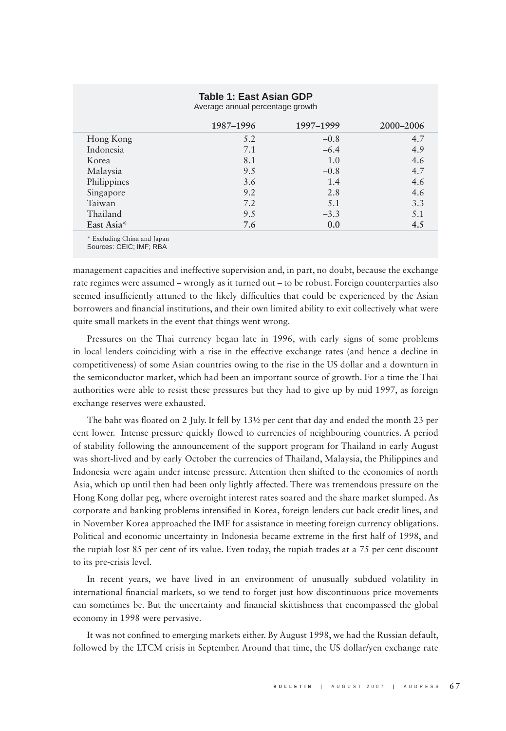**Table 1: East Asian GDP**

Average annual percentage growth

| | 1987–1996 | 1997–1999 | 2000–2006 |
|---|---|---|---|
| Hong Kong | 5.2 | –0.8 | 4.7 |
| Indonesia | 7.1 | –6.4 | 4.9 |
| Korea | 8.1 | 1.0 | 4.6 |
| Malaysia | 9.5 | –0.8 | 4.7 |
| Philippines | 3.6 | 1.4 | 4.6 |
| Singapore | 9.2 | 2.8 | 4.6 |
| Taiwan | 7.2 | 5.1 | 3.3 |
| Thailand | 9.5 | –3.3 | 5.1 |
| **East Asia*** | **7.6** | **0.0** | **4.5** |

* Excluding China and Japan

Sources: CEIC; IMF; RBA

management capacities and ineffective supervision and, in part, no doubt, because the exchange rate regimes were assumed – wrongly as it turned out – to be robust. Foreign counterparties also seemed insufficiently attuned to the likely difficulties that could be experienced by the Asian borrowers and financial institutions, and their own limited ability to exit collectively what were quite small markets in the event that things went wrong.

Pressures on the Thai currency began late in 1996, with early signs of some problems in local lenders coinciding with a rise in the effective exchange rates (and hence a decline in competitiveness) of some Asian countries owing to the rise in the US dollar and a downturn in the semiconductor market, which had been an important source of growth. For a time the Thai authorities were able to resist these pressures but they had to give up by mid 1997, as foreign exchange reserves were exhausted.

The baht was floated on 2 July. It fell by 13½ per cent that day and ended the month 23 per cent lower. Intense pressure quickly flowed to currencies of neighbouring countries. A period of stability following the announcement of the support program for Thailand in early August was short-lived and by early October the currencies of Thailand, Malaysia, the Philippines and Indonesia were again under intense pressure. Attention then shifted to the economies of north Asia, which up until then had been only lightly affected. There was tremendous pressure on the Hong Kong dollar peg, where overnight interest rates soared and the share market slumped. As corporate and banking problems intensified in Korea, foreign lenders cut back credit lines, and in November Korea approached the IMF for assistance in meeting foreign currency obligations. Political and economic uncertainty in Indonesia became extreme in the first half of 1998, and the rupiah lost 85 per cent of its value. Even today, the rupiah trades at a 75 per cent discount to its pre-crisis level.

In recent years, we have lived in an environment of unusually subdued volatility in international financial markets, so we tend to forget just how discontinuous price movements can sometimes be. But the uncertainty and financial skittishness that encompassed the global economy in 1998 were pervasive.

It was not confined to emerging markets either. By August 1998, we had the Russian default, followed by the LTCM crisis in September. Around that time, the US dollar/yen exchange rate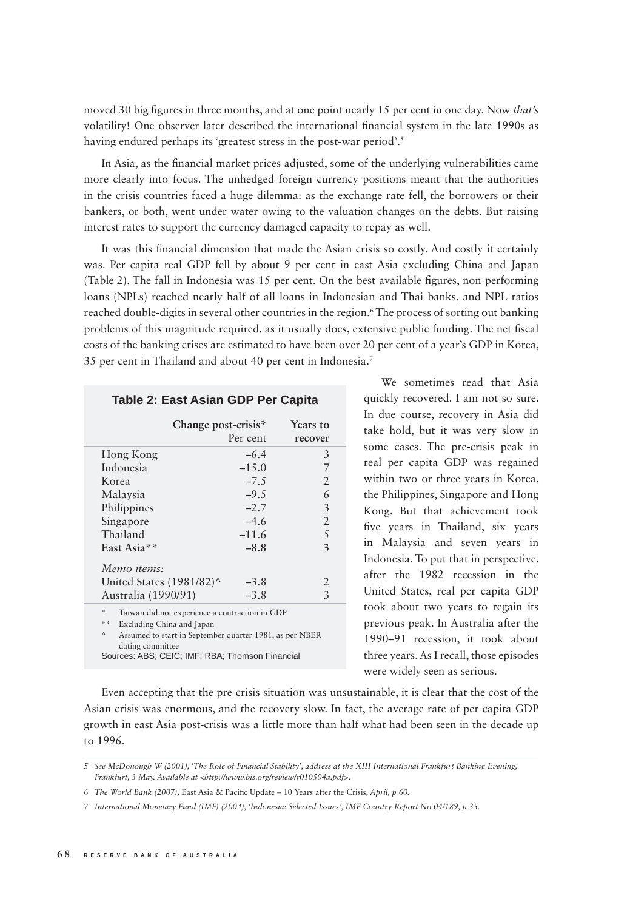moved 30 big figures in three months, and at one point nearly 15 per cent in one day. Now *that's* volatility! One observer later described the international financial system in the late 1990s as having endured perhaps its 'greatest stress in the post-war period'.[5]

In Asia, as the financial market prices adjusted, some of the underlying vulnerabilities came more clearly into focus. The unhedged foreign currency positions meant that the authorities in the crisis countries faced a huge dilemma: as the exchange rate fell, the borrowers or their bankers, or both, went under water owing to the valuation changes on the debts. But raising interest rates to support the currency damaged capacity to repay as well.

It was this financial dimension that made the Asian crisis so costly. And costly it certainly was. Per capita real GDP fell by about 9 per cent in east Asia excluding China and Japan (Table 2). The fall in Indonesia was 15 per cent. On the best available figures, non-performing loans (NPLs) reached nearly half of all loans in Indonesian and Thai banks, and NPL ratios reached double-digits in several other countries in the region.[6] The process of sorting out banking problems of this magnitude required, as it usually does, extensive public funding. The net fiscal costs of the banking crises are estimated to have been over 20 per cent of a year's GDP in Korea, 35 per cent in Thailand and about 40 per cent in Indonesia.[7]

**Table 2: East Asian GDP Per Capita**

| | Change post-crisis* Per cent | Years to recover |
|---|---|---|
| Hong Kong | –6.4 | 3 |
| Indonesia | –15.0 | 7 |
| Korea | –7.5 | 2 |
| Malaysia | –9.5 | 6 |
| Philippines | –2.7 | 3 |
| Singapore | –4.6 | 2 |
| Thailand | –11.6 | 5 |
| **East Asia\*\*** | **–8.8** | **3** |
| *Memo items:* | | |
| United States (1981/82)^ | –3.8 | 2 |
| Australia (1990/91) | –3.8 | 3 |

\* Taiwan did not experience a contraction in GDP

\*\* Excluding China and Japan

^ Assumed to start in September quarter 1981, as per NBER dating committee

Sources: ABS; CEIC; IMF; RBA; Thomson Financial

We sometimes read that Asia quickly recovered. I am not so sure. In due course, recovery in Asia did take hold, but it was very slow in some cases. The pre-crisis peak in real per capita GDP was regained within two or three years in Korea, the Philippines, Singapore and Hong Kong. But that achievement took five years in Thailand, six years in Malaysia and seven years in Indonesia. To put that in perspective, after the 1982 recession in the United States, real per capita GDP took about two years to regain its previous peak. In Australia after the 1990–91 recession, it took about three years. As I recall, those episodes were widely seen as serious.

Even accepting that the pre-crisis situation was unsustainable, it is clear that the cost of the Asian crisis was enormous, and the recovery slow. In fact, the average rate of per capita GDP growth in east Asia post-crisis was a little more than half what had been seen in the decade up to 1996.

5 *See McDonough W (2001), 'The Role of Financial Stability', address at the XIII International Frankfurt Banking Evening, Frankfurt, 3 May. Available at <http://www.bis.org/review/r010504a.pdf>.*

6 *The World Bank (2007),* East Asia & Pacific Update – 10 Years after the Crisis*, April, p 60.*

7 *International Monetary Fund (IMF) (2004), 'Indonesia: Selected Issues', IMF Country Report No 04/189, p 35.*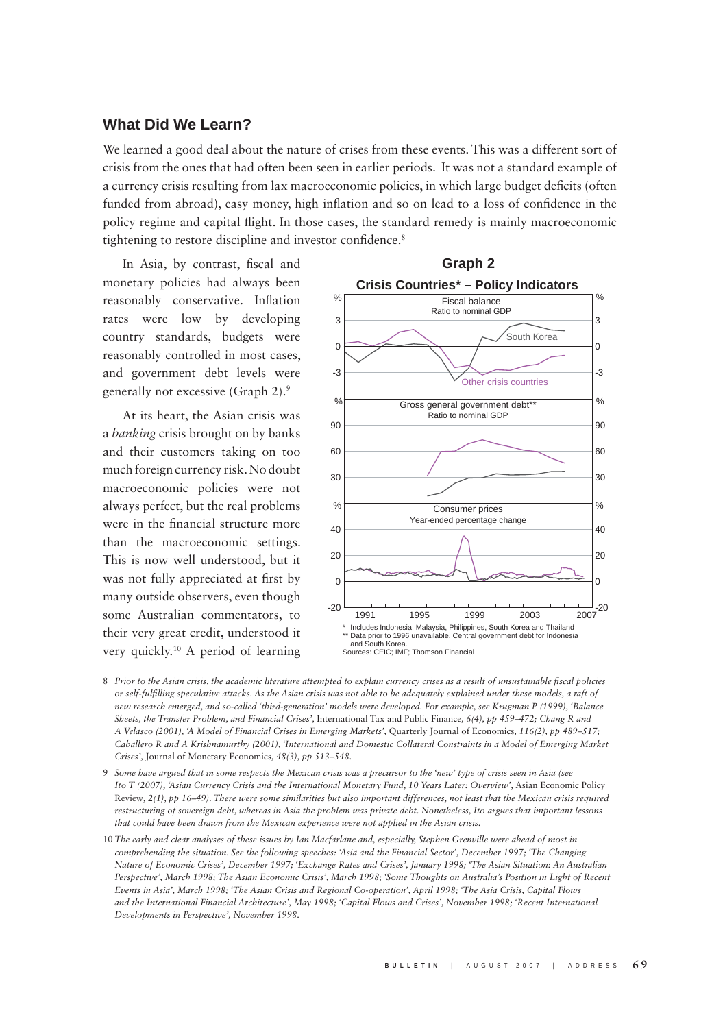## What Did We Learn?

We learned a good deal about the nature of crises from these events. This was a different sort of crisis from the ones that had often been seen in earlier periods. It was not a standard example of a currency crisis resulting from lax macroeconomic policies, in which large budget deficits (often funded from abroad), easy money, high inflation and so on lead to a loss of confidence in the policy regime and capital flight. In those cases, the standard remedy is mainly macroeconomic tightening to restore discipline and investor confidence.[8]

In Asia, by contrast, fiscal and monetary policies had always been reasonably conservative. Inflation rates were low by developing country standards, budgets were reasonably controlled in most cases, and government debt levels were generally not excessive (Graph 2).[9]

At its heart, the Asian crisis was a *banking* crisis brought on by banks and their customers taking on too much foreign currency risk. No doubt macroeconomic policies were not always perfect, but the real problems were in the financial structure more than the macroeconomic settings. This is now well understood, but it was not fully appreciated at first by many outside observers, even though some Australian commentators, to their very great credit, understood it very quickly.[10] A period of learning

**Graph 2**

**Crisis Countries* – Policy Indicators**

\* Includes Indonesia, Malaysia, Philippines, South Korea and Thailand
\*\* Data prior to 1996 unavailable. Central government debt for Indonesia and South Korea.
Sources: CEIC; IMF; Thomson Financial

---

8 *Prior to the Asian crisis, the academic literature attempted to explain currency crises as a result of unsustainable fiscal policies or self-fulfilling speculative attacks. As the Asian crisis was not able to be adequately explained under these models, a raft of new research emerged, and so-called 'third-generation' models were developed. For example, see Krugman P (1999), 'Balance Sheets, the Transfer Problem, and Financial Crises',* International Tax and Public Finance, *6(4), pp 459–472; Chang R and A Velasco (2001), 'A Model of Financial Crises in Emerging Markets',* Quarterly Journal of Economics, *116(2), pp 489–517; Caballero R and A Krishnamurthy (2001), 'International and Domestic Collateral Constraints in a Model of Emerging Market Crises',* Journal of Monetary Economics, *48(3), pp 513–548.*

9 *Some have argued that in some respects the Mexican crisis was a precursor to the 'new' type of crisis seen in Asia (see Ito T (2007), 'Asian Currency Crisis and the International Monetary Fund, 10 Years Later: Overview',* Asian Economic Policy Review, *2(1), pp 16–49). There were some similarities but also important differences, not least that the Mexican crisis required restructuring of sovereign debt, whereas in Asia the problem was private debt. Nonetheless, Ito argues that important lessons that could have been drawn from the Mexican experience were not applied in the Asian crisis.*

10 *The early and clear analyses of these issues by Ian Macfarlane and, especially, Stephen Grenville were ahead of most in comprehending the situation. See the following speeches: 'Asia and the Financial Sector', December 1997; 'The Changing Nature of Economic Crises', December 1997; 'Exchange Rates and Crises', January 1998; 'The Asian Situation: An Australian Perspective', March 1998; The Asian Economic Crisis', March 1998; 'Some Thoughts on Australia's Position in Light of Recent Events in Asia', March 1998; 'The Asian Crisis and Regional Co-operation', April 1998; 'The Asia Crisis, Capital Flows and the International Financial Architecture', May 1998; 'Capital Flows and Crises', November 1998; 'Recent International Developments in Perspective', November 1998.*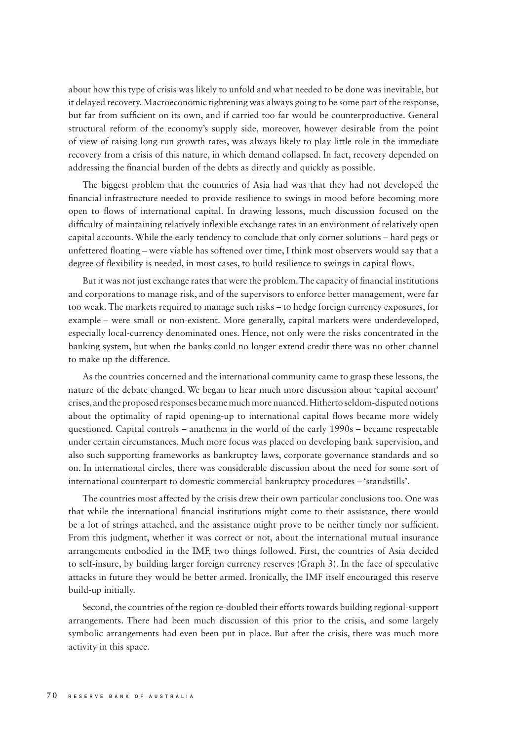about how this type of crisis was likely to unfold and what needed to be done was inevitable, but it delayed recovery. Macroeconomic tightening was always going to be some part of the response, but far from sufficient on its own, and if carried too far would be counterproductive. General structural reform of the economy's supply side, moreover, however desirable from the point of view of raising long-run growth rates, was always likely to play little role in the immediate recovery from a crisis of this nature, in which demand collapsed. In fact, recovery depended on addressing the financial burden of the debts as directly and quickly as possible.

The biggest problem that the countries of Asia had was that they had not developed the financial infrastructure needed to provide resilience to swings in mood before becoming more open to flows of international capital. In drawing lessons, much discussion focused on the difficulty of maintaining relatively inflexible exchange rates in an environment of relatively open capital accounts. While the early tendency to conclude that only corner solutions – hard pegs or unfettered floating – were viable has softened over time, I think most observers would say that a degree of flexibility is needed, in most cases, to build resilience to swings in capital flows.

But it was not just exchange rates that were the problem. The capacity of financial institutions and corporations to manage risk, and of the supervisors to enforce better management, were far too weak. The markets required to manage such risks – to hedge foreign currency exposures, for example – were small or non-existent. More generally, capital markets were underdeveloped, especially local-currency denominated ones. Hence, not only were the risks concentrated in the banking system, but when the banks could no longer extend credit there was no other channel to make up the difference.

As the countries concerned and the international community came to grasp these lessons, the nature of the debate changed. We began to hear much more discussion about 'capital account' crises, and the proposed responses became much more nuanced. Hitherto seldom-disputed notions about the optimality of rapid opening-up to international capital flows became more widely questioned. Capital controls – anathema in the world of the early 1990s – became respectable under certain circumstances. Much more focus was placed on developing bank supervision, and also such supporting frameworks as bankruptcy laws, corporate governance standards and so on. In international circles, there was considerable discussion about the need for some sort of international counterpart to domestic commercial bankruptcy procedures – 'standstills'.

The countries most affected by the crisis drew their own particular conclusions too. One was that while the international financial institutions might come to their assistance, there would be a lot of strings attached, and the assistance might prove to be neither timely nor sufficient. From this judgment, whether it was correct or not, about the international mutual insurance arrangements embodied in the IMF, two things followed. First, the countries of Asia decided to self-insure, by building larger foreign currency reserves (Graph 3). In the face of speculative attacks in future they would be better armed. Ironically, the IMF itself encouraged this reserve build-up initially.

Second, the countries of the region re-doubled their efforts towards building regional-support arrangements. There had been much discussion of this prior to the crisis, and some largely symbolic arrangements had even been put in place. But after the crisis, there was much more activity in this space.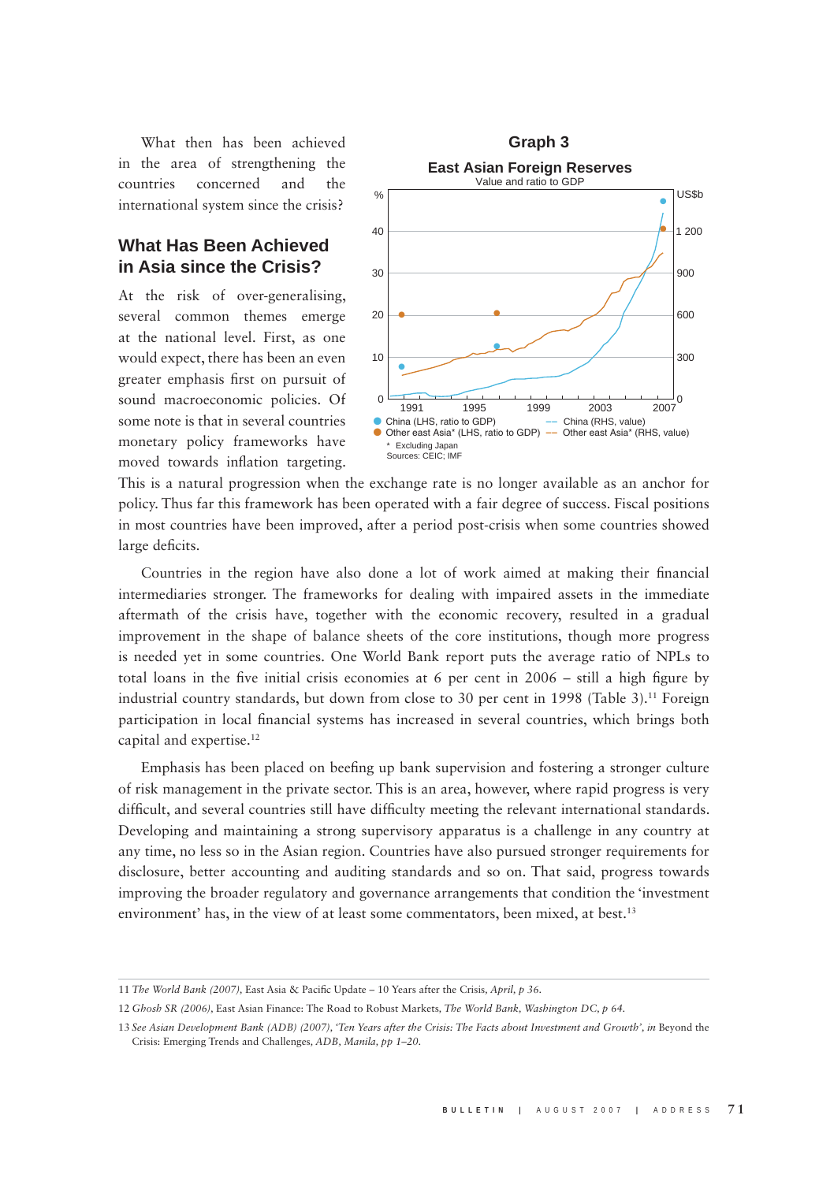What then has been achieved in the area of strengthening the countries concerned and the international system since the crisis?

## What Has Been Achieved in Asia since the Crisis?

At the risk of over-generalising, several common themes emerge at the national level. First, as one would expect, there has been an even greater emphasis first on pursuit of sound macroeconomic policies. Of some note is that in several countries monetary policy frameworks have moved towards inflation targeting. This is a natural progression when the exchange rate is no longer available as an anchor for policy. Thus far this framework has been operated with a fair degree of success. Fiscal positions in most countries have been improved, after a period post-crisis when some countries showed large deficits.

**Graph 3**

**East Asian Foreign Reserves**

Value and ratio to GDP

- China (LHS, ratio to GDP)
- Other east Asia* (LHS, ratio to GDP)
- China (RHS, value)
- Other east Asia* (RHS, value)

\* Excluding Japan

Sources: CEIC; IMF

Countries in the region have also done a lot of work aimed at making their financial intermediaries stronger. The frameworks for dealing with impaired assets in the immediate aftermath of the crisis have, together with the economic recovery, resulted in a gradual improvement in the shape of balance sheets of the core institutions, though more progress is needed yet in some countries. One World Bank report puts the average ratio of NPLs to total loans in the five initial crisis economies at 6 per cent in 2006 – still a high figure by industrial country standards, but down from close to 30 per cent in 1998 (Table 3).[11] Foreign participation in local financial systems has increased in several countries, which brings both capital and expertise.[12]

Emphasis has been placed on beefing up bank supervision and fostering a stronger culture of risk management in the private sector. This is an area, however, where rapid progress is very difficult, and several countries still have difficulty meeting the relevant international standards. Developing and maintaining a strong supervisory apparatus is a challenge in any country at any time, no less so in the Asian region. Countries have also pursued stronger requirements for disclosure, better accounting and auditing standards and so on. That said, progress towards improving the broader regulatory and governance arrangements that condition the 'investment environment' has, in the view of at least some commentators, been mixed, at best.[13]

---

11 *The World Bank (2007),* East Asia & Pacific Update – 10 Years after the Crisis, *April, p 36.*

12 *Ghosh SR (2006),* East Asian Finance: The Road to Robust Markets, *The World Bank, Washington DC, p 64.*

13 *See Asian Development Bank (ADB) (2007), 'Ten Years after the Crisis: The Facts about Investment and Growth', in* Beyond the Crisis: Emerging Trends and Challenges, *ADB, Manila, pp 1–20.*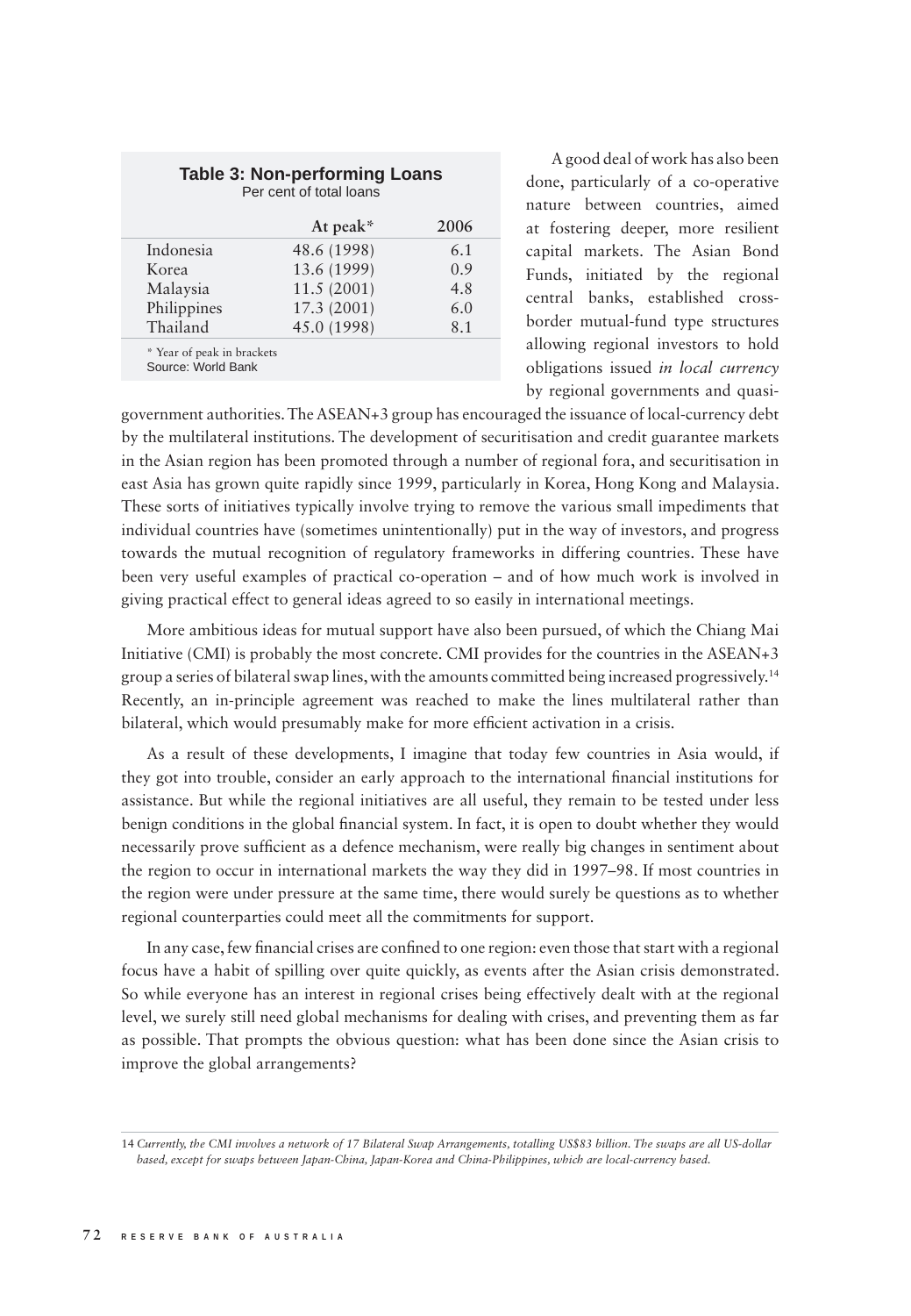**Table 3: Non-performing Loans**
Per cent of total loans

| | At peak* | 2006 |
|---|---|---|
| Indonesia | 48.6 (1998) | 6.1 |
| Korea | 13.6 (1999) | 0.9 |
| Malaysia | 11.5 (2001) | 4.8 |
| Philippines | 17.3 (2001) | 6.0 |
| Thailand | 45.0 (1998) | 8.1 |

* Year of peak in brackets
Source: World Bank

A good deal of work has also been done, particularly of a co-operative nature between countries, aimed at fostering deeper, more resilient capital markets. The Asian Bond Funds, initiated by the regional central banks, established cross-border mutual-fund type structures allowing regional investors to hold obligations issued *in local currency* by regional governments and quasi-government authorities. The ASEAN+3 group has encouraged the issuance of local-currency debt by the multilateral institutions. The development of securitisation and credit guarantee markets in the Asian region has been promoted through a number of regional fora, and securitisation in east Asia has grown quite rapidly since 1999, particularly in Korea, Hong Kong and Malaysia. These sorts of initiatives typically involve trying to remove the various small impediments that individual countries have (sometimes unintentionally) put in the way of investors, and progress towards the mutual recognition of regulatory frameworks in differing countries. These have been very useful examples of practical co-operation – and of how much work is involved in giving practical effect to general ideas agreed to so easily in international meetings.

More ambitious ideas for mutual support have also been pursued, of which the Chiang Mai Initiative (CMI) is probably the most concrete. CMI provides for the countries in the ASEAN+3 group a series of bilateral swap lines, with the amounts committed being increased progressively.[14] Recently, an in-principle agreement was reached to make the lines multilateral rather than bilateral, which would presumably make for more efficient activation in a crisis.

As a result of these developments, I imagine that today few countries in Asia would, if they got into trouble, consider an early approach to the international financial institutions for assistance. But while the regional initiatives are all useful, they remain to be tested under less benign conditions in the global financial system. In fact, it is open to doubt whether they would necessarily prove sufficient as a defence mechanism, were really big changes in sentiment about the region to occur in international markets the way they did in 1997–98. If most countries in the region were under pressure at the same time, there would surely be questions as to whether regional counterparties could meet all the commitments for support.

In any case, few financial crises are confined to one region: even those that start with a regional focus have a habit of spilling over quite quickly, as events after the Asian crisis demonstrated. So while everyone has an interest in regional crises being effectively dealt with at the regional level, we surely still need global mechanisms for dealing with crises, and preventing them as far as possible. That prompts the obvious question: what has been done since the Asian crisis to improve the global arrangements?

---

14 *Currently, the CMI involves a network of 17 Bilateral Swap Arrangements, totalling US$83 billion. The swaps are all US-dollar based, except for swaps between Japan-China, Japan-Korea and China-Philippines, which are local-currency based.*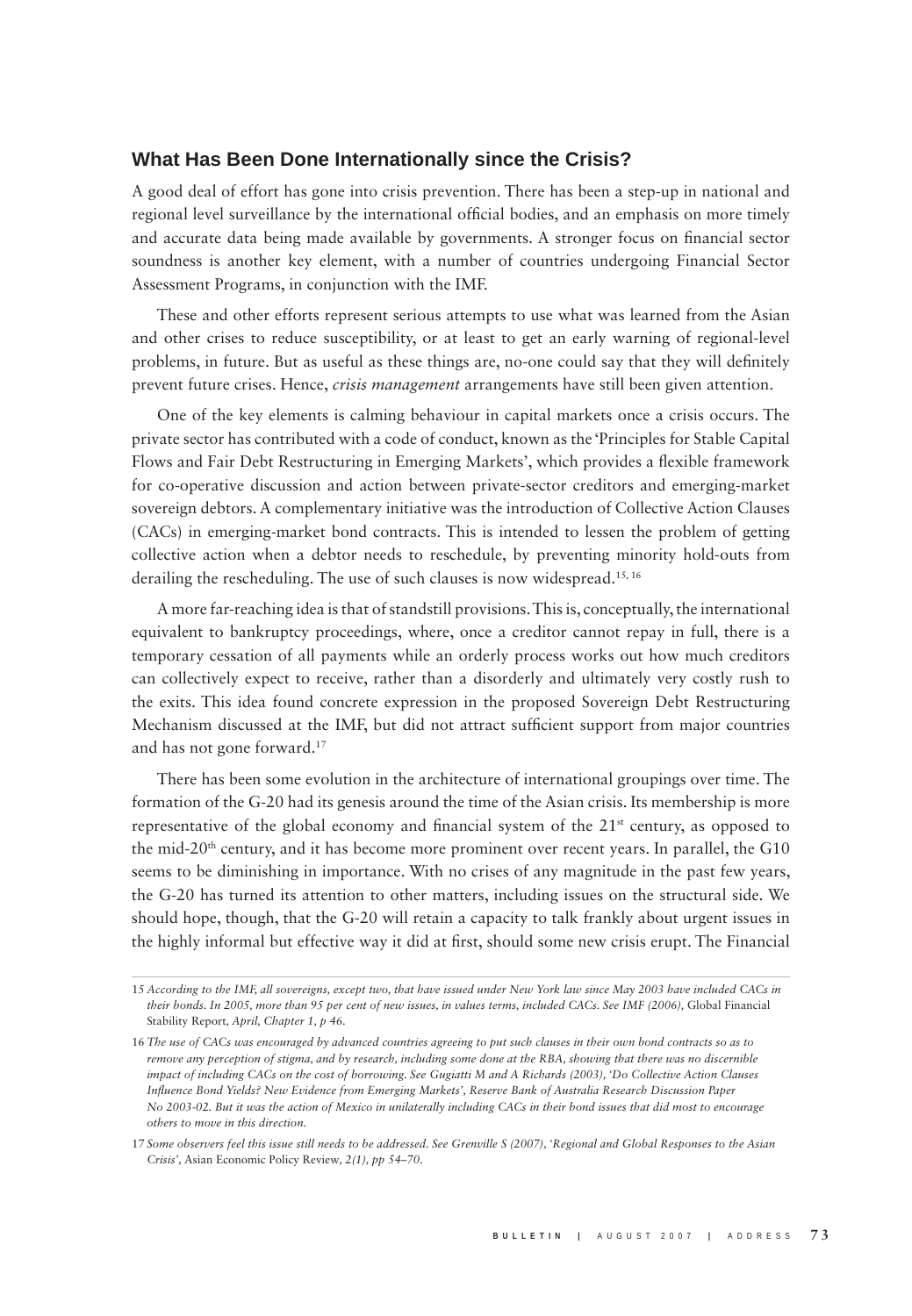## What Has Been Done Internationally since the Crisis?

A good deal of effort has gone into crisis prevention. There has been a step-up in national and regional level surveillance by the international official bodies, and an emphasis on more timely and accurate data being made available by governments. A stronger focus on financial sector soundness is another key element, with a number of countries undergoing Financial Sector Assessment Programs, in conjunction with the IMF.

These and other efforts represent serious attempts to use what was learned from the Asian and other crises to reduce susceptibility, or at least to get an early warning of regional-level problems, in future. But as useful as these things are, no-one could say that they will definitely prevent future crises. Hence, *crisis management* arrangements have still been given attention.

One of the key elements is calming behaviour in capital markets once a crisis occurs. The private sector has contributed with a code of conduct, known as the 'Principles for Stable Capital Flows and Fair Debt Restructuring in Emerging Markets', which provides a flexible framework for co-operative discussion and action between private-sector creditors and emerging-market sovereign debtors. A complementary initiative was the introduction of Collective Action Clauses (CACs) in emerging-market bond contracts. This is intended to lessen the problem of getting collective action when a debtor needs to reschedule, by preventing minority hold-outs from derailing the rescheduling. The use of such clauses is now widespread.[15, 16]

A more far-reaching idea is that of standstill provisions. This is, conceptually, the international equivalent to bankruptcy proceedings, where, once a creditor cannot repay in full, there is a temporary cessation of all payments while an orderly process works out how much creditors can collectively expect to receive, rather than a disorderly and ultimately very costly rush to the exits. This idea found concrete expression in the proposed Sovereign Debt Restructuring Mechanism discussed at the IMF, but did not attract sufficient support from major countries and has not gone forward.[17]

There has been some evolution in the architecture of international groupings over time. The formation of the G-20 had its genesis around the time of the Asian crisis. Its membership is more representative of the global economy and financial system of the 21st century, as opposed to the mid-20th century, and it has become more prominent over recent years. In parallel, the G10 seems to be diminishing in importance. With no crises of any magnitude in the past few years, the G-20 has turned its attention to other matters, including issues on the structural side. We should hope, though, that the G-20 will retain a capacity to talk frankly about urgent issues in the highly informal but effective way it did at first, should some new crisis erupt. The Financial

---

15 *According to the IMF, all sovereigns, except two, that have issued under New York law since May 2003 have included CACs in their bonds. In 2005, more than 95 per cent of new issues, in values terms, included CACs. See IMF (2006),* Global Financial Stability Report, *April, Chapter 1, p 46.*

16 *The use of CACs was encouraged by advanced countries agreeing to put such clauses in their own bond contracts so as to remove any perception of stigma, and by research, including some done at the RBA, showing that there was no discernible impact of including CACs on the cost of borrowing. See Gugiatti M and A Richards (2003), 'Do Collective Action Clauses Influence Bond Yields? New Evidence from Emerging Markets', Reserve Bank of Australia Research Discussion Paper No 2003-02. But it was the action of Mexico in unilaterally including CACs in their bond issues that did most to encourage others to move in this direction.*

17 *Some observers feel this issue still needs to be addressed. See Grenville S (2007), 'Regional and Global Responses to the Asian Crisis',* Asian Economic Policy Review, *2(1), pp 54–70.*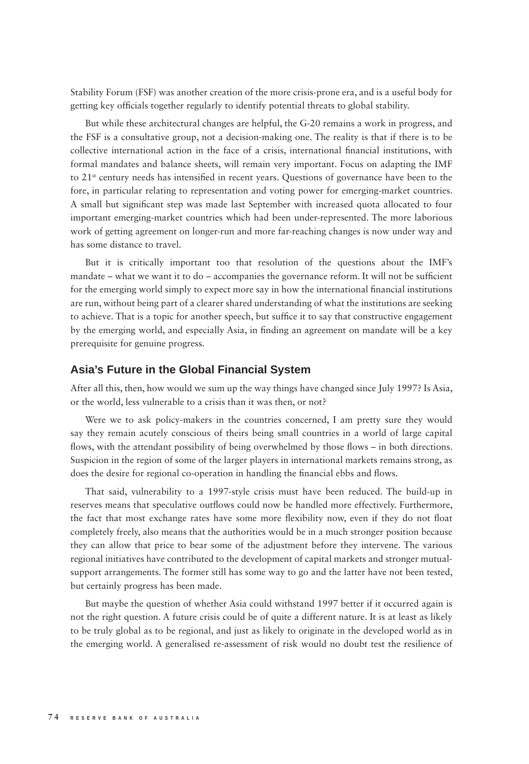Stability Forum (FSF) was another creation of the more crisis-prone era, and is a useful body for getting key officials together regularly to identify potential threats to global stability.

But while these architectural changes are helpful, the G-20 remains a work in progress, and the FSF is a consultative group, not a decision-making one. The reality is that if there is to be collective international action in the face of a crisis, international financial institutions, with formal mandates and balance sheets, will remain very important. Focus on adapting the IMF to 21st century needs has intensified in recent years. Questions of governance have been to the fore, in particular relating to representation and voting power for emerging-market countries. A small but significant step was made last September with increased quota allocated to four important emerging-market countries which had been under-represented. The more laborious work of getting agreement on longer-run and more far-reaching changes is now under way and has some distance to travel.

But it is critically important too that resolution of the questions about the IMF's mandate – what we want it to do – accompanies the governance reform. It will not be sufficient for the emerging world simply to expect more say in how the international financial institutions are run, without being part of a clearer shared understanding of what the institutions are seeking to achieve. That is a topic for another speech, but suffice it to say that constructive engagement by the emerging world, and especially Asia, in finding an agreement on mandate will be a key prerequisite for genuine progress.

## Asia's Future in the Global Financial System

After all this, then, how would we sum up the way things have changed since July 1997? Is Asia, or the world, less vulnerable to a crisis than it was then, or not?

Were we to ask policy-makers in the countries concerned, I am pretty sure they would say they remain acutely conscious of theirs being small countries in a world of large capital flows, with the attendant possibility of being overwhelmed by those flows – in both directions. Suspicion in the region of some of the larger players in international markets remains strong, as does the desire for regional co-operation in handling the financial ebbs and flows.

That said, vulnerability to a 1997-style crisis must have been reduced. The build-up in reserves means that speculative outflows could now be handled more effectively. Furthermore, the fact that most exchange rates have some more flexibility now, even if they do not float completely freely, also means that the authorities would be in a much stronger position because they can allow that price to bear some of the adjustment before they intervene. The various regional initiatives have contributed to the development of capital markets and stronger mutual-support arrangements. The former still has some way to go and the latter have not been tested, but certainly progress has been made.

But maybe the question of whether Asia could withstand 1997 better if it occurred again is not the right question. A future crisis could be of quite a different nature. It is at least as likely to be truly global as to be regional, and just as likely to originate in the developed world as in the emerging world. A generalised re-assessment of risk would no doubt test the resilience of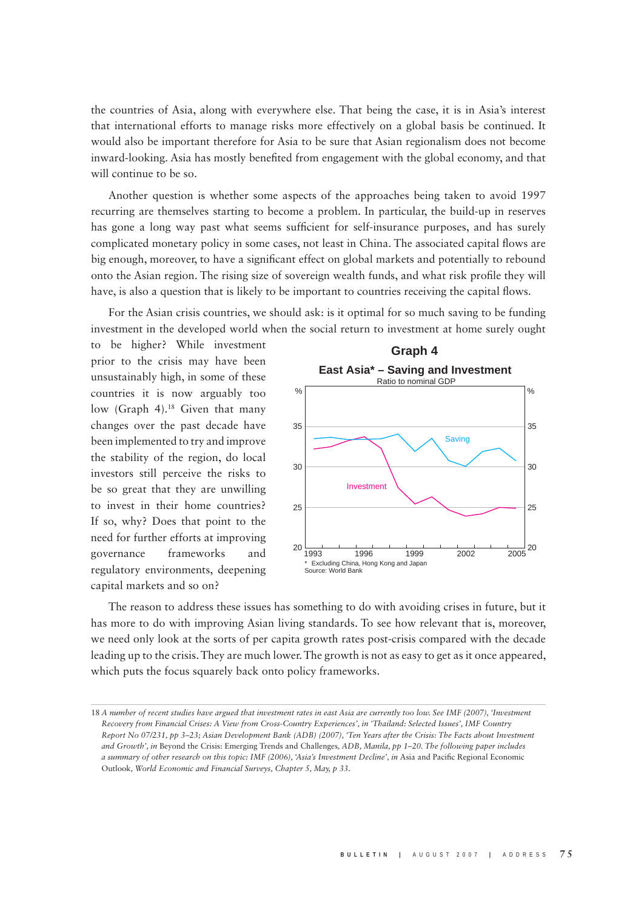the countries of Asia, along with everywhere else. That being the case, it is in Asia's interest that international efforts to manage risks more effectively on a global basis be continued. It would also be important therefore for Asia to be sure that Asian regionalism does not become inward-looking. Asia has mostly benefited from engagement with the global economy, and that will continue to be so.

Another question is whether some aspects of the approaches being taken to avoid 1997 recurring are themselves starting to become a problem. In particular, the build-up in reserves has gone a long way past what seems sufficient for self-insurance purposes, and has surely complicated monetary policy in some cases, not least in China. The associated capital flows are big enough, moreover, to have a significant effect on global markets and potentially to rebound onto the Asian region. The rising size of sovereign wealth funds, and what risk profile they will have, is also a question that is likely to be important to countries receiving the capital flows.

For the Asian crisis countries, we should ask: is it optimal for so much saving to be funding investment in the developed world when the social return to investment at home surely ought to be higher? While investment prior to the crisis may have been unsustainably high, in some of these countries it is now arguably too low (Graph 4).[18] Given that many changes over the past decade have been implemented to try and improve the stability of the region, do local investors still perceive the risks to be so great that they are unwilling to invest in their home countries? If so, why? Does that point to the need for further efforts at improving governance frameworks and regulatory environments, deepening capital markets and so on?

**Graph 4**

**East Asia\* – Saving and Investment**

Ratio to nominal GDP

\* Excluding China, Hong Kong and Japan
Source: World Bank

The reason to address these issues has something to do with avoiding crises in future, but it has more to do with improving Asian living standards. To see how relevant that is, moreover, we need only look at the sorts of per capita growth rates post-crisis compared with the decade leading up to the crisis. They are much lower. The growth is not as easy to get as it once appeared, which puts the focus squarely back onto policy frameworks.

---

18 *A number of recent studies have argued that investment rates in east Asia are currently too low. See IMF (2007), 'Investment Recovery from Financial Crises: A View from Cross-Country Experiences', in 'Thailand: Selected Issues', IMF Country Report No 07/231, pp 3–23; Asian Development Bank (ADB) (2007), 'Ten Years after the Crisis: The Facts about Investment and Growth', in* Beyond the Crisis: Emerging Trends and Challenges, *ADB, Manila, pp 1–20. The following paper includes a summary of other research on this topic: IMF (2006), 'Asia's Investment Decline', in* Asia and Pacific Regional Economic Outlook, *World Economic and Financial Surveys, Chapter 5, May, p 33.*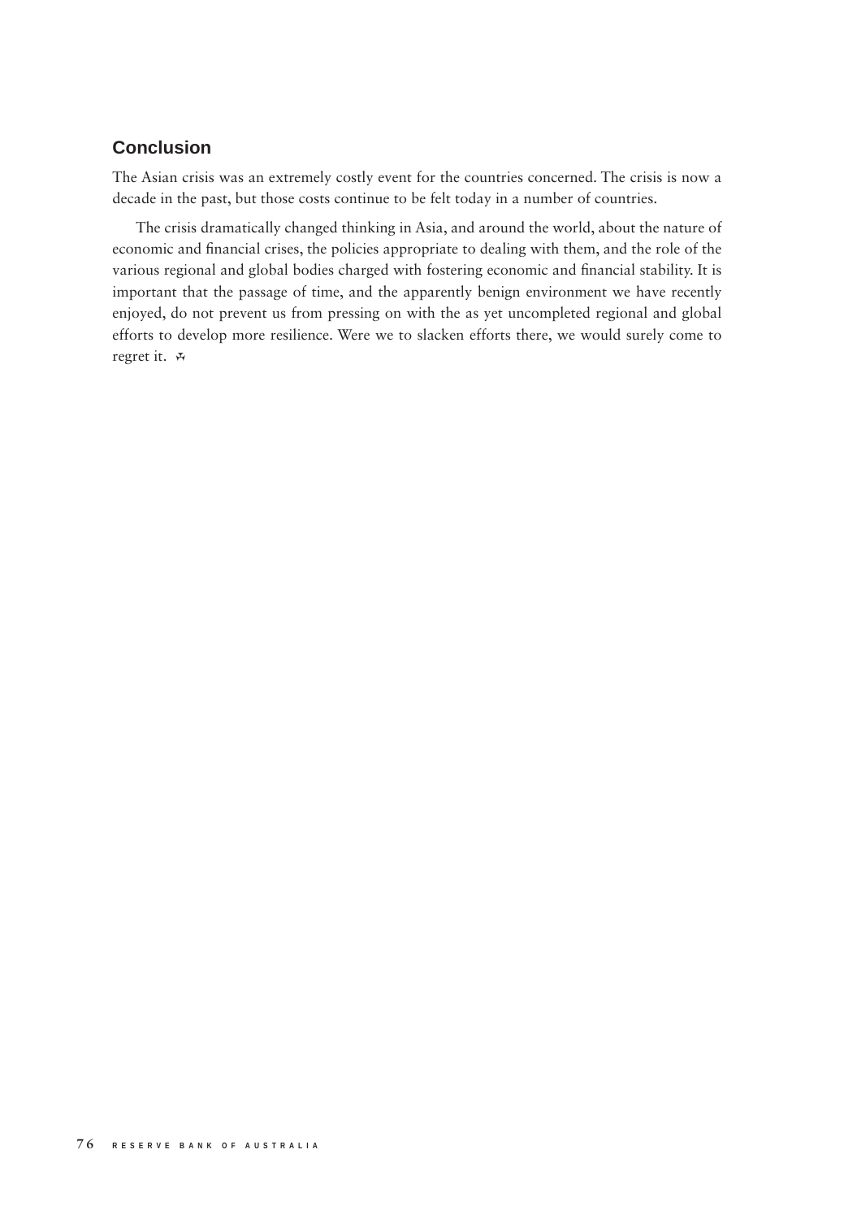## Conclusion

The Asian crisis was an extremely costly event for the countries concerned. The crisis is now a decade in the past, but those costs continue to be felt today in a number of countries.

The crisis dramatically changed thinking in Asia, and around the world, about the nature of economic and financial crises, the policies appropriate to dealing with them, and the role of the various regional and global bodies charged with fostering economic and financial stability. It is important that the passage of time, and the apparently benign environment we have recently enjoyed, do not prevent us from pressing on with the as yet uncompleted regional and global efforts to develop more resilience. Were we to slacken efforts there, we would surely come to regret it.